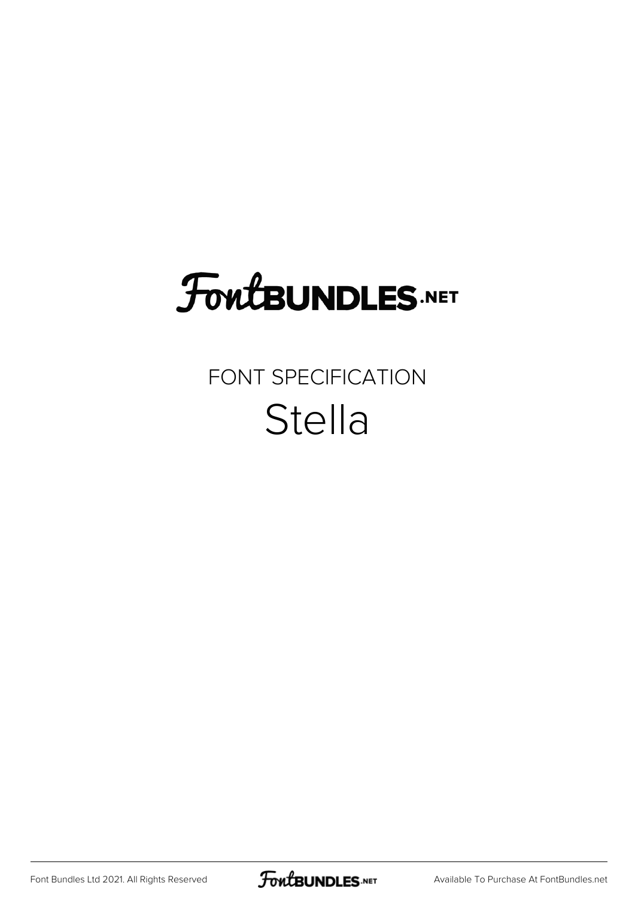FontBUNDLES.NET

FONT SPECIFICATION

# Stella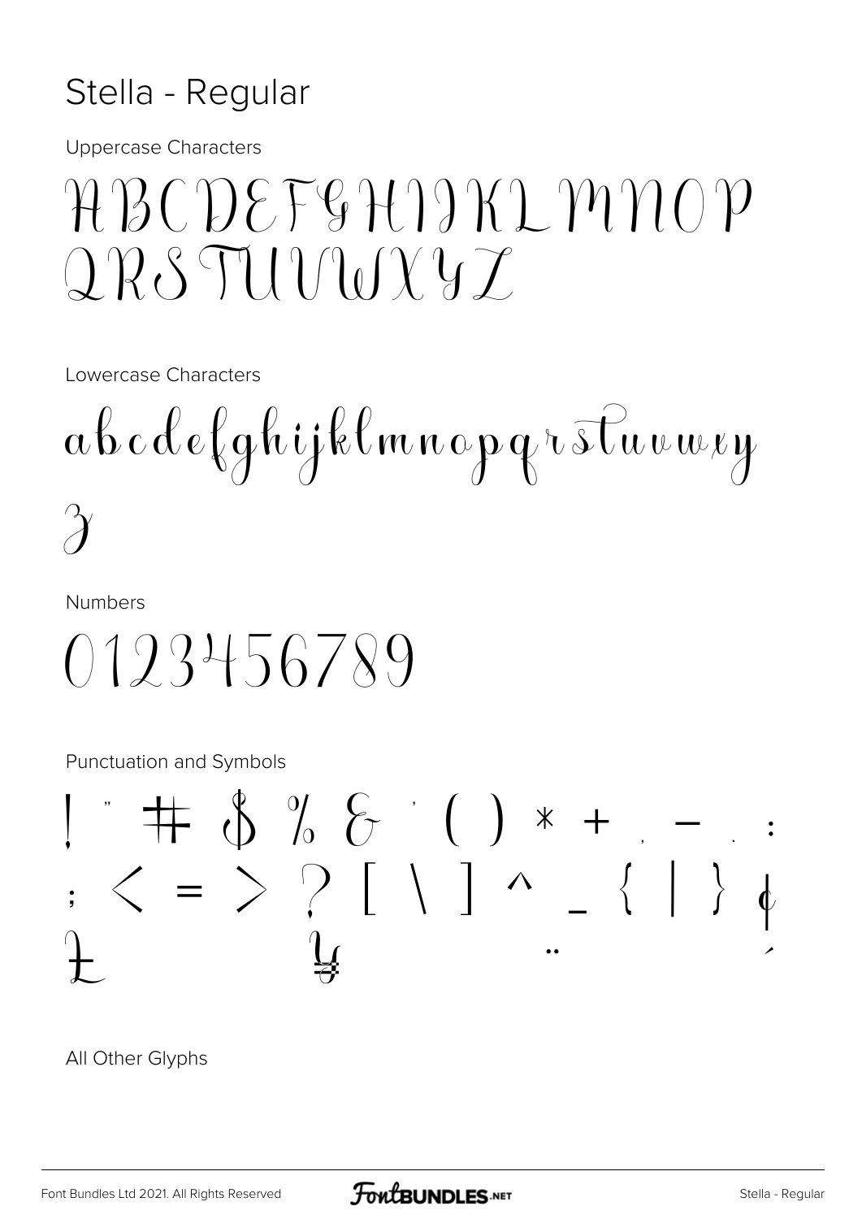# Stella - Regular

Uppercase Characters

ABCDEFGHIJKLMNOP
QRSTUVWXYZ

Lowercase Characters

abcdefghijklmnopqrstuvwxy
z

Numbers

0123456789

Punctuation and Symbols

! " # $ % & ' ( ) * + , - . :
; < = > ? [ \ ] ^ _ { | } ¢
£ ¥ ¨ ´

All Other Glyphs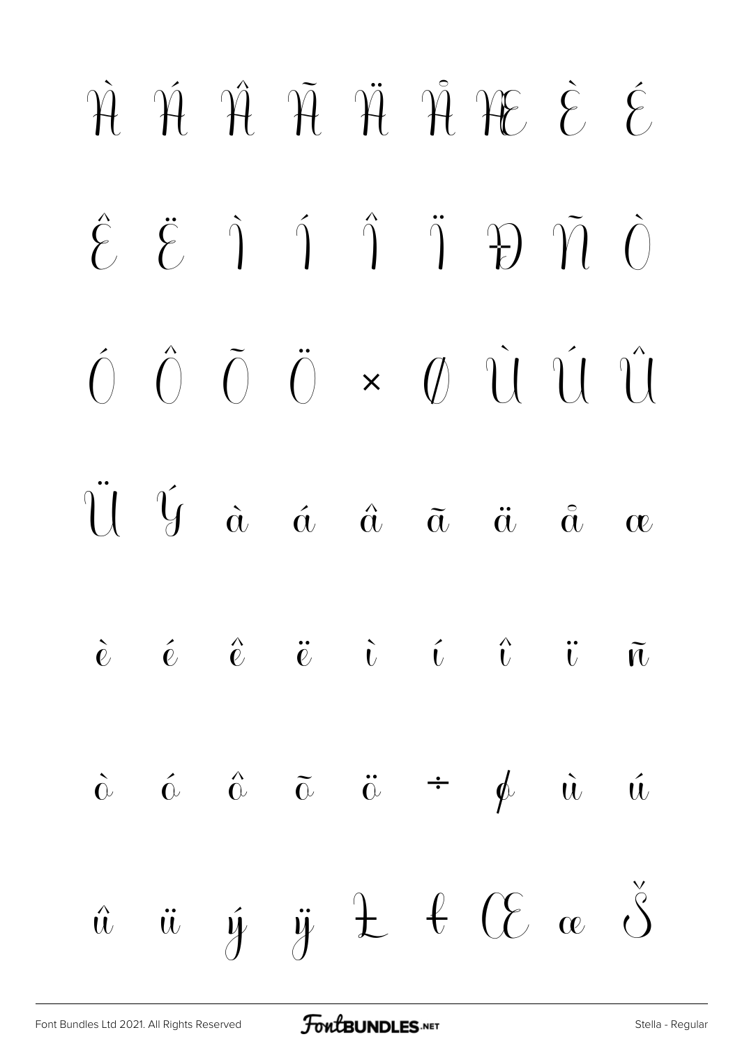À Á Â Ã Ä Å Æ È É

Ê Ë Ì Í Î Ï Đ Ñ Ò

Ó Ô Õ Ö × Ø Ù Ú Û

Ü Ý à á â ã ä å æ

è é ê ë ì í î ï ñ

ò ó ô õ ö ÷ ø ù ú

û ü ý ÿ Ł ł Œ œ Š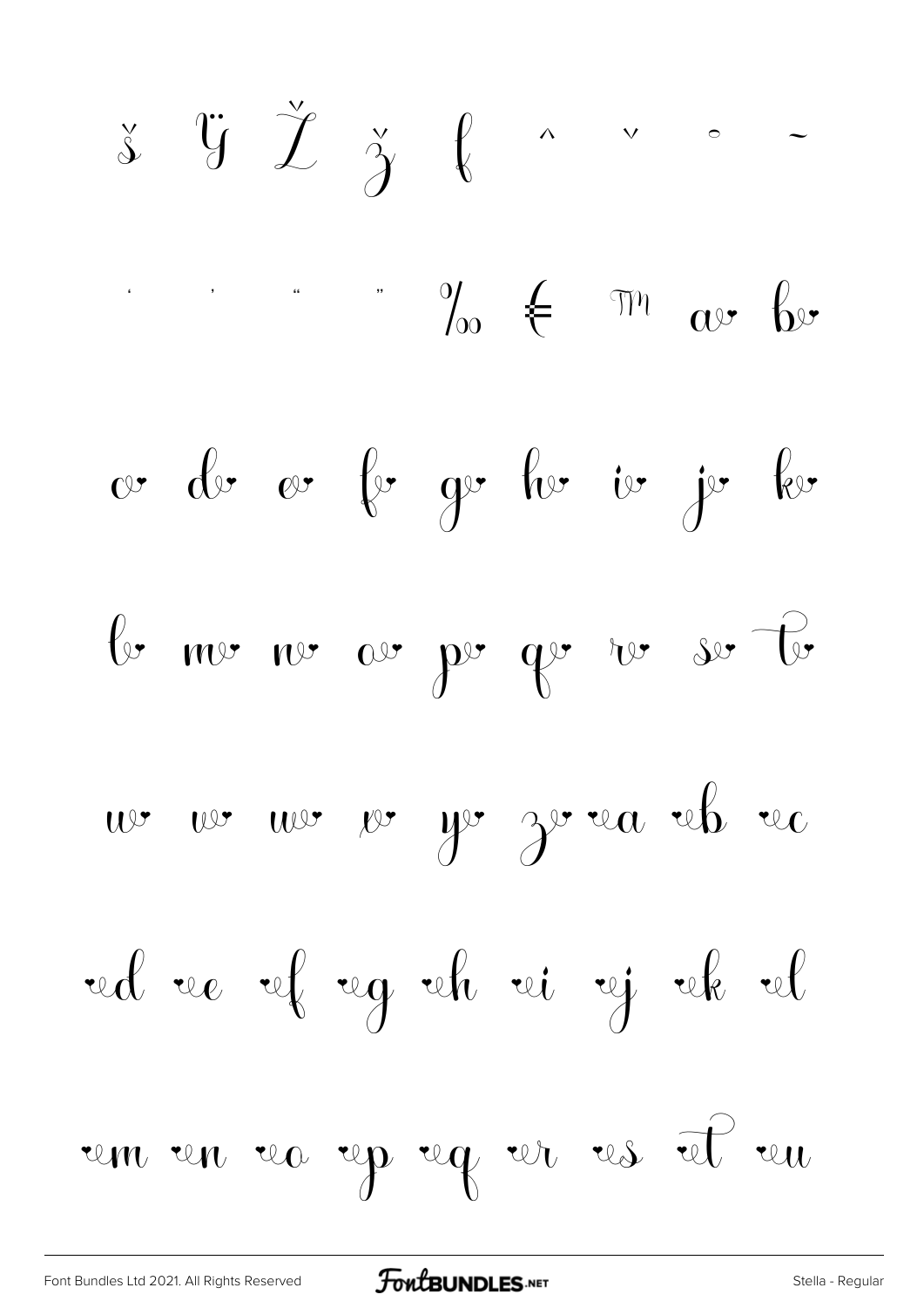š ÿ Ž ž ƒ ˆ ˇ ˚ ˜

' ' " " ‰ € ™ a b

c d e f g h i j k

l m n o p q r s t

u v w x y z a b c

d e f g h i j k l

m n o p q r s t u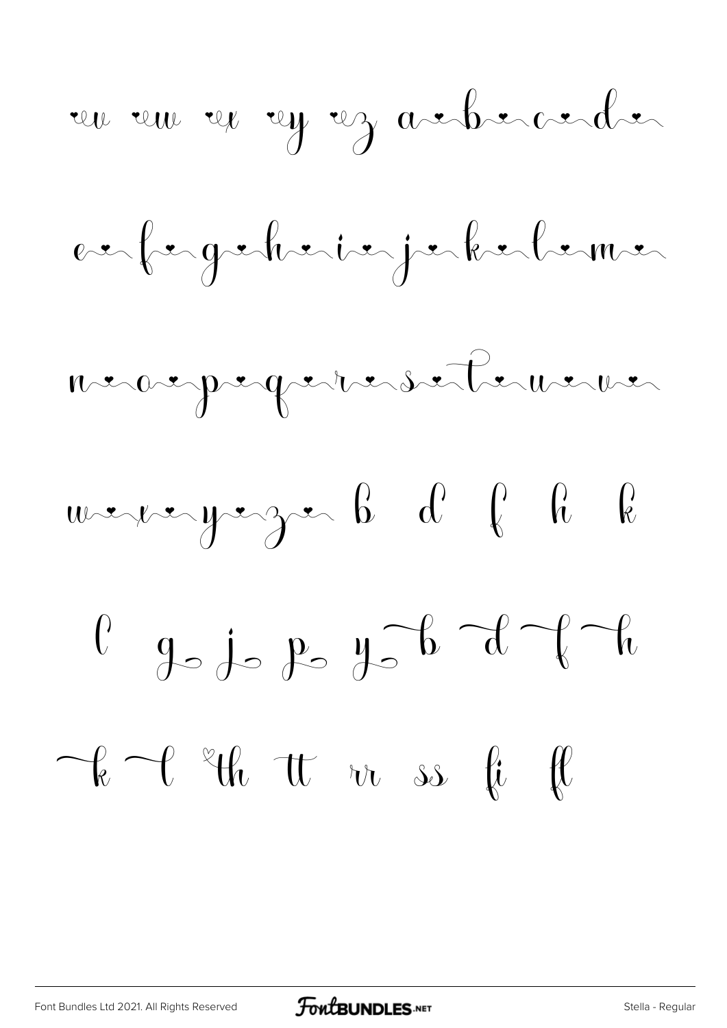v w x y z a b c d

e f g h i j k l m

n o p q r s t u v

w x y z b d f h k

l g j p y b d f h

k l th tt rr ss fi fl